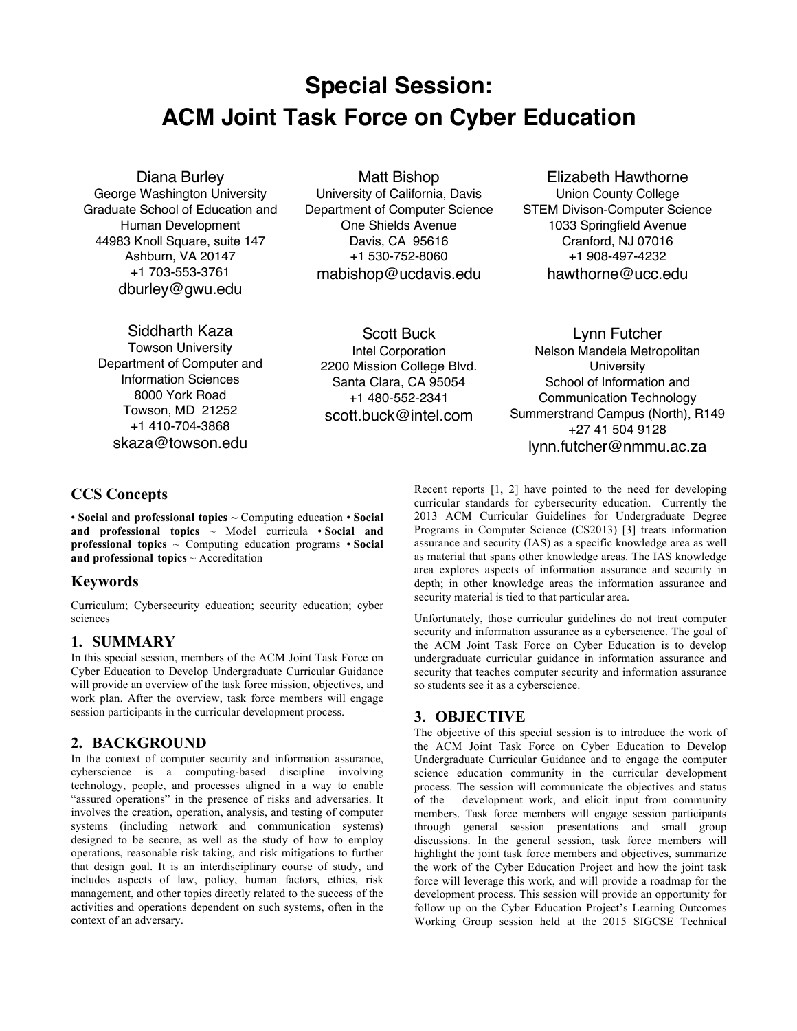# Special Session: ACM Joint Task Force on Cyber Education

Diana Burley
George Washington University
Graduate School of Education and Human Development
44983 Knoll Square, suite 147
Ashburn, VA 20147
+1 703-553-3761
dburley@gwu.edu

Matt Bishop
University of California, Davis
Department of Computer Science
One Shields Avenue
Davis, CA 95616
+1 530-752-8060
mabishop@ucdavis.edu

Elizabeth Hawthorne
Union County College
STEM Divison-Computer Science
1033 Springfield Avenue
Cranford, NJ 07016
+1 908-497-4232
hawthorne@ucc.edu

Siddharth Kaza
Towson University
Department of Computer and Information Sciences
8000 York Road
Towson, MD 21252
+1 410-704-3868
skaza@towson.edu

Scott Buck
Intel Corporation
2200 Mission College Blvd.
Santa Clara, CA 95054
+1 480-552-2341
scott.buck@intel.com

Lynn Futcher
Nelson Mandela Metropolitan University
School of Information and Communication Technology
Summerstrand Campus (North), R149
+27 41 504 9128
lynn.futcher@nmmu.ac.za

## CCS Concepts

• **Social and professional topics ~** Computing education • **Social and professional topics** ~ Model curricula • **Social and professional topics** ~ Computing education programs • **Social and professional topics** ~ Accreditation

## Keywords

Curriculum; Cybersecurity education; security education; cyber sciences

## 1. SUMMARY

In this special session, members of the ACM Joint Task Force on Cyber Education to Develop Undergraduate Curricular Guidance will provide an overview of the task force mission, objectives, and work plan. After the overview, task force members will engage session participants in the curricular development process.

## 2. BACKGROUND

In the context of computer security and information assurance, cyberscience is a computing-based discipline involving technology, people, and processes aligned in a way to enable "assured operations" in the presence of risks and adversaries. It involves the creation, operation, analysis, and testing of computer systems (including network and communication systems) designed to be secure, as well as the study of how to employ operations, reasonable risk taking, and risk mitigations to further that design goal. It is an interdisciplinary course of study, and includes aspects of law, policy, human factors, ethics, risk management, and other topics directly related to the success of the activities and operations dependent on such systems, often in the context of an adversary.

Recent reports [1, 2] have pointed to the need for developing curricular standards for cybersecurity education. Currently the 2013 ACM Curricular Guidelines for Undergraduate Degree Programs in Computer Science (CS2013) [3] treats information assurance and security (IAS) as a specific knowledge area as well as material that spans other knowledge areas. The IAS knowledge area explores aspects of information assurance and security in depth; in other knowledge areas the information assurance and security material is tied to that particular area.

Unfortunately, those curricular guidelines do not treat computer security and information assurance as a cyberscience. The goal of the ACM Joint Task Force on Cyber Education is to develop undergraduate curricular guidance in information assurance and security that teaches computer security and information assurance so students see it as a cyberscience.

## 3. OBJECTIVE

The objective of this special session is to introduce the work of the ACM Joint Task Force on Cyber Education to Develop Undergraduate Curricular Guidance and to engage the computer science education community in the curricular development process. The session will communicate the objectives and status of the development work, and elicit input from community members. Task force members will engage session participants through general session presentations and small group discussions. In the general session, task force members will highlight the joint task force members and objectives, summarize the work of the Cyber Education Project and how the joint task force will leverage this work, and will provide a roadmap for the development process. This session will provide an opportunity for follow up on the Cyber Education Project's Learning Outcomes Working Group session held at the 2015 SIGCSE Technical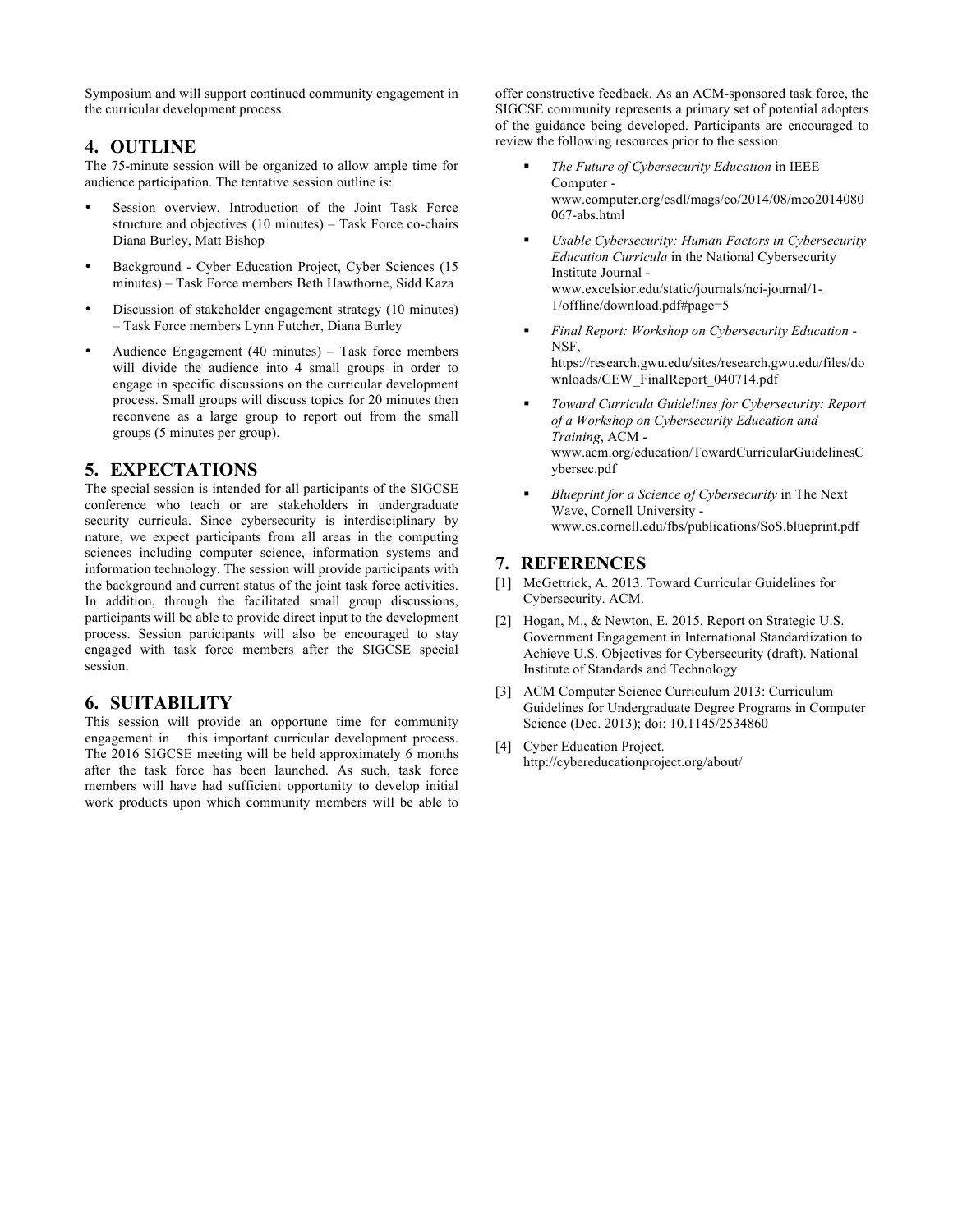Symposium and will support continued community engagement in the curricular development process.

## 4. OUTLINE

The 75-minute session will be organized to allow ample time for audience participation. The tentative session outline is:

- Session overview, Introduction of the Joint Task Force structure and objectives (10 minutes) – Task Force co-chairs Diana Burley, Matt Bishop
- Background - Cyber Education Project, Cyber Sciences (15 minutes) – Task Force members Beth Hawthorne, Sidd Kaza
- Discussion of stakeholder engagement strategy (10 minutes) – Task Force members Lynn Futcher, Diana Burley
- Audience Engagement (40 minutes) – Task force members will divide the audience into 4 small groups in order to engage in specific discussions on the curricular development process. Small groups will discuss topics for 20 minutes then reconvene as a large group to report out from the small groups (5 minutes per group).

## 5. EXPECTATIONS

The special session is intended for all participants of the SIGCSE conference who teach or are stakeholders in undergraduate security curricula. Since cybersecurity is interdisciplinary by nature, we expect participants from all areas in the computing sciences including computer science, information systems and information technology. The session will provide participants with the background and current status of the joint task force activities. In addition, through the facilitated small group discussions, participants will be able to provide direct input to the development process. Session participants will also be encouraged to stay engaged with task force members after the SIGCSE special session.

## 6. SUITABILITY

This session will provide an opportune time for community engagement in this important curricular development process. The 2016 SIGCSE meeting will be held approximately 6 months after the task force has been launched. As such, task force members will have had sufficient opportunity to develop initial work products upon which community members will be able to offer constructive feedback. As an ACM-sponsored task force, the SIGCSE community represents a primary set of potential adopters of the guidance being developed. Participants are encouraged to review the following resources prior to the session:

- *The Future of Cybersecurity Education* in IEEE Computer - www.computer.org/csdl/mags/co/2014/08/mco2014080067-abs.html
- *Usable Cybersecurity: Human Factors in Cybersecurity Education Curricula* in the National Cybersecurity Institute Journal - www.excelsior.edu/static/journals/nci-journal/1-1/offline/download.pdf#page=5
- *Final Report: Workshop on Cybersecurity Education* - NSF, https://research.gwu.edu/sites/research.gwu.edu/files/downloads/CEW_FinalReport_040714.pdf
- *Toward Curricula Guidelines for Cybersecurity: Report of a Workshop on Cybersecurity Education and Training*, ACM - www.acm.org/education/TowardCurricularGuidelinesCybersec.pdf
- *Blueprint for a Science of Cybersecurity* in The Next Wave, Cornell University - www.cs.cornell.edu/fbs/publications/SoS.blueprint.pdf

## 7. REFERENCES

[1] McGettrick, A. 2013. Toward Curricular Guidelines for Cybersecurity. ACM.

[2] Hogan, M., & Newton, E. 2015. Report on Strategic U.S. Government Engagement in International Standardization to Achieve U.S. Objectives for Cybersecurity (draft). National Institute of Standards and Technology

[3] ACM Computer Science Curriculum 2013: Curriculum Guidelines for Undergraduate Degree Programs in Computer Science (Dec. 2013); doi: 10.1145/2534860

[4] Cyber Education Project. http://cybereducationproject.org/about/